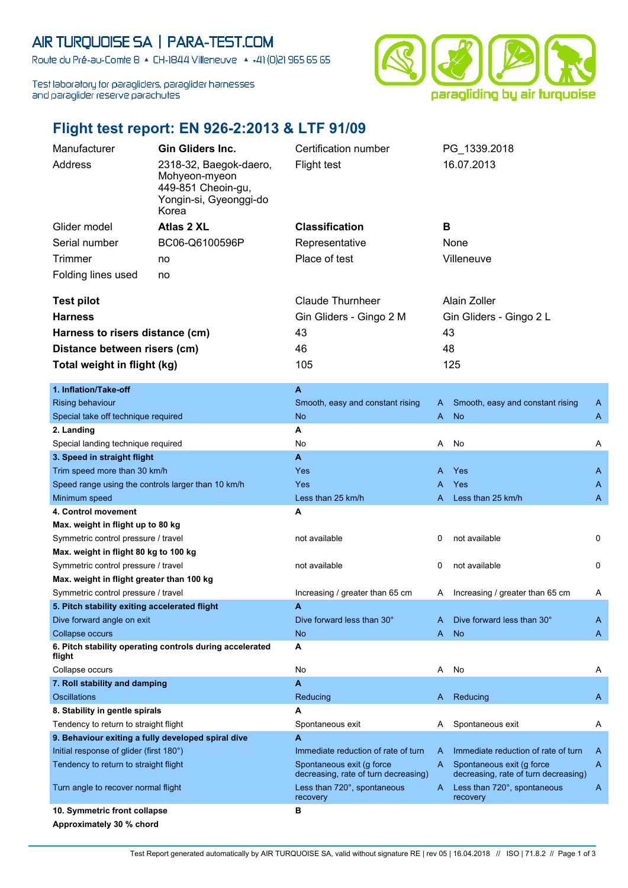AIR TURQUOISE SA | PARA-TEST.COM

Route du Pré-au-Comte 8 ▲ CH-1844 Villeneuve ▲ +41 (0)21 965 65 65

Test laboratory for paragliders, paraglider harnesses and paraglider reserve parachutes

paragliding by air turquoise

# Flight test report: EN 926-2:2013 & LTF 91/09

| | | | |
|---|---|---|---|
| Manufacturer | **Gin Gliders Inc.** | Certification number | PG_1339.2018 |
| Address | 2318-32, Baegok-daero, Mohyeon-myeon 449-851 Cheoin-gu, Yongin-si, Gyeonggi-do Korea | Flight test | 16.07.2013 |
| Glider model | **Atlas 2 XL** | **Classification** | **B** |
| Serial number | BC06-Q6100596P | Representative | None |
| Trimmer | no | Place of test | Villeneuve |
| Folding lines used | no | | |

| | | |
|---|---|---|
| **Test pilot** | Claude Thurnheer | Alain Zoller |
| **Harness** | Gin Gliders - Gingo 2 M | Gin Gliders - Gingo 2 L |
| **Harness to risers distance (cm)** | 43 | 43 |
| **Distance between risers (cm)** | 46 | 48 |
| **Total weight in flight (kg)** | 105 | 125 |

| | | | | |
|---|---|---|---|---|
| **1. Inflation/Take-off** | **A** | | | |
| Rising behaviour | Smooth, easy and constant rising | A | Smooth, easy and constant rising | A |
| Special take off technique required | No | A | No | A |
| **2. Landing** | **A** | | | |
| Special landing technique required | No | A | No | A |
| **3. Speed in straight flight** | **A** | | | |
| Trim speed more than 30 km/h | Yes | A | Yes | A |
| Speed range using the controls larger than 10 km/h | Yes | A | Yes | A |
| Minimum speed | Less than 25 km/h | A | Less than 25 km/h | A |
| **4. Control movement** | **A** | | | |
| **Max. weight in flight up to 80 kg** | | | | |
| Symmetric control pressure / travel | not available | 0 | not available | 0 |
| **Max. weight in flight 80 kg to 100 kg** | | | | |
| Symmetric control pressure / travel | not available | 0 | not available | 0 |
| **Max. weight in flight greater than 100 kg** | | | | |
| Symmetric control pressure / travel | Increasing / greater than 65 cm | A | Increasing / greater than 65 cm | A |
| **5. Pitch stability exiting accelerated flight** | **A** | | | |
| Dive forward angle on exit | Dive forward less than 30° | A | Dive forward less than 30° | A |
| Collapse occurs | No | A | No | A |
| **6. Pitch stability operating controls during accelerated flight** | **A** | | | |
| Collapse occurs | No | A | No | A |
| **7. Roll stability and damping** | **A** | | | |
| Oscillations | Reducing | A | Reducing | A |
| **8. Stability in gentle spirals** | **A** | | | |
| Tendency to return to straight flight | Spontaneous exit | A | Spontaneous exit | A |
| **9. Behaviour exiting a fully developed spiral dive** | **A** | | | |
| Initial response of glider (first 180°) | Immediate reduction of rate of turn | A | Immediate reduction of rate of turn | A |
| Tendency to return to straight flight | Spontaneous exit (g force decreasing, rate of turn decreasing) | A | Spontaneous exit (g force decreasing, rate of turn decreasing) | A |
| Turn angle to recover normal flight | Less than 720°, spontaneous recovery | A | Less than 720°, spontaneous recovery | A |
| **10. Symmetric front collapse** | **B** | | | |
| **Approximately 30 % chord** | | | | |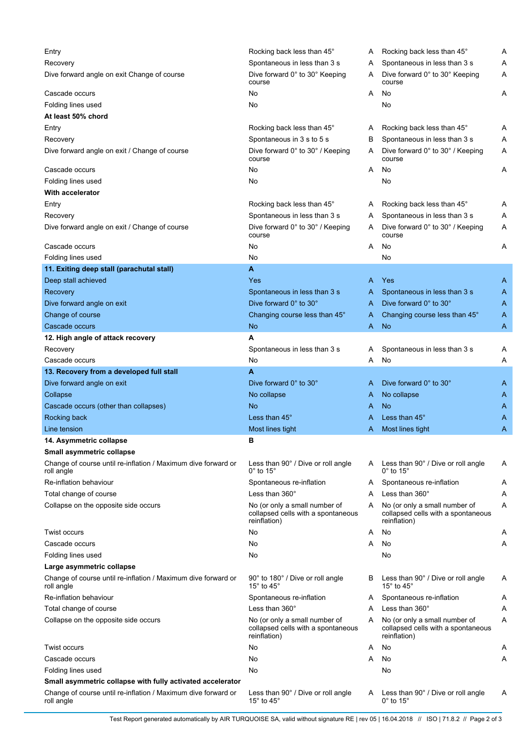| | | | | |
|---|---|---|---|---|
| Entry | Rocking back less than 45° | A | Rocking back less than 45° | A |
| Recovery | Spontaneous in less than 3 s | A | Spontaneous in less than 3 s | A |
| Dive forward angle on exit Change of course | Dive forward 0° to 30° Keeping course | A | Dive forward 0° to 30° Keeping course | A |
| Cascade occurs | No | A | No | A |
| Folding lines used | No | | No | |
| **At least 50% chord** | | | | |
| Entry | Rocking back less than 45° | A | Rocking back less than 45° | A |
| Recovery | Spontaneous in 3 s to 5 s | B | Spontaneous in less than 3 s | A |
| Dive forward angle on exit / Change of course | Dive forward 0° to 30° / Keeping course | A | Dive forward 0° to 30° / Keeping course | A |
| Cascade occurs | No | A | No | A |
| Folding lines used | No | | No | |
| **With accelerator** | | | | |
| Entry | Rocking back less than 45° | A | Rocking back less than 45° | A |
| Recovery | Spontaneous in less than 3 s | A | Spontaneous in less than 3 s | A |
| Dive forward angle on exit / Change of course | Dive forward 0° to 30° / Keeping course | A | Dive forward 0° to 30° / Keeping course | A |
| Cascade occurs | No | A | No | A |
| Folding lines used | No | | No | |
| **11. Exiting deep stall (parachutal stall)** | **A** | | | |
| Deep stall achieved | Yes | A | Yes | A |
| Recovery | Spontaneous in less than 3 s | A | Spontaneous in less than 3 s | A |
| Dive forward angle on exit | Dive forward 0° to 30° | A | Dive forward 0° to 30° | A |
| Change of course | Changing course less than 45° | A | Changing course less than 45° | A |
| Cascade occurs | No | A | No | A |
| **12. High angle of attack recovery** | **A** | | | |
| Recovery | Spontaneous in less than 3 s | A | Spontaneous in less than 3 s | A |
| Cascade occurs | No | A | No | A |
| **13. Recovery from a developed full stall** | **A** | | | |
| Dive forward angle on exit | Dive forward 0° to 30° | A | Dive forward 0° to 30° | A |
| Collapse | No collapse | A | No collapse | A |
| Cascade occurs (other than collapses) | No | A | No | A |
| Rocking back | Less than 45° | A | Less than 45° | A |
| Line tension | Most lines tight | A | Most lines tight | A |
| **14. Asymmetric collapse** | **B** | | | |
| **Small asymmetric collapse** | | | | |
| Change of course until re-inflation / Maximum dive forward or roll angle | Less than 90° / Dive or roll angle 0° to 15° | A | Less than 90° / Dive or roll angle 0° to 15° | A |
| Re-inflation behaviour | Spontaneous re-inflation | A | Spontaneous re-inflation | A |
| Total change of course | Less than 360° | A | Less than 360° | A |
| Collapse on the opposite side occurs | No (or only a small number of collapsed cells with a spontaneous reinflation) | A | No (or only a small number of collapsed cells with a spontaneous reinflation) | A |
| Twist occurs | No | A | No | A |
| Cascade occurs | No | A | No | A |
| Folding lines used | No | | No | |
| **Large asymmetric collapse** | | | | |
| Change of course until re-inflation / Maximum dive forward or roll angle | 90° to 180° / Dive or roll angle 15° to 45° | B | Less than 90° / Dive or roll angle 15° to 45° | A |
| Re-inflation behaviour | Spontaneous re-inflation | A | Spontaneous re-inflation | A |
| Total change of course | Less than 360° | A | Less than 360° | A |
| Collapse on the opposite side occurs | No (or only a small number of collapsed cells with a spontaneous reinflation) | A | No (or only a small number of collapsed cells with a spontaneous reinflation) | A |
| Twist occurs | No | A | No | A |
| Cascade occurs | No | A | No | A |
| Folding lines used | No | | No | |
| **Small asymmetric collapse with fully activated accelerator** | | | | |
| Change of course until re-inflation / Maximum dive forward or roll angle | Less than 90° / Dive or roll angle 15° to 45° | A | Less than 90° / Dive or roll angle 0° to 15° | A |

Test Report generated automatically by AIR TURQUOISE SA, valid without signature RE | rev 05 | 16.04.2018 // ISO | 71.8.2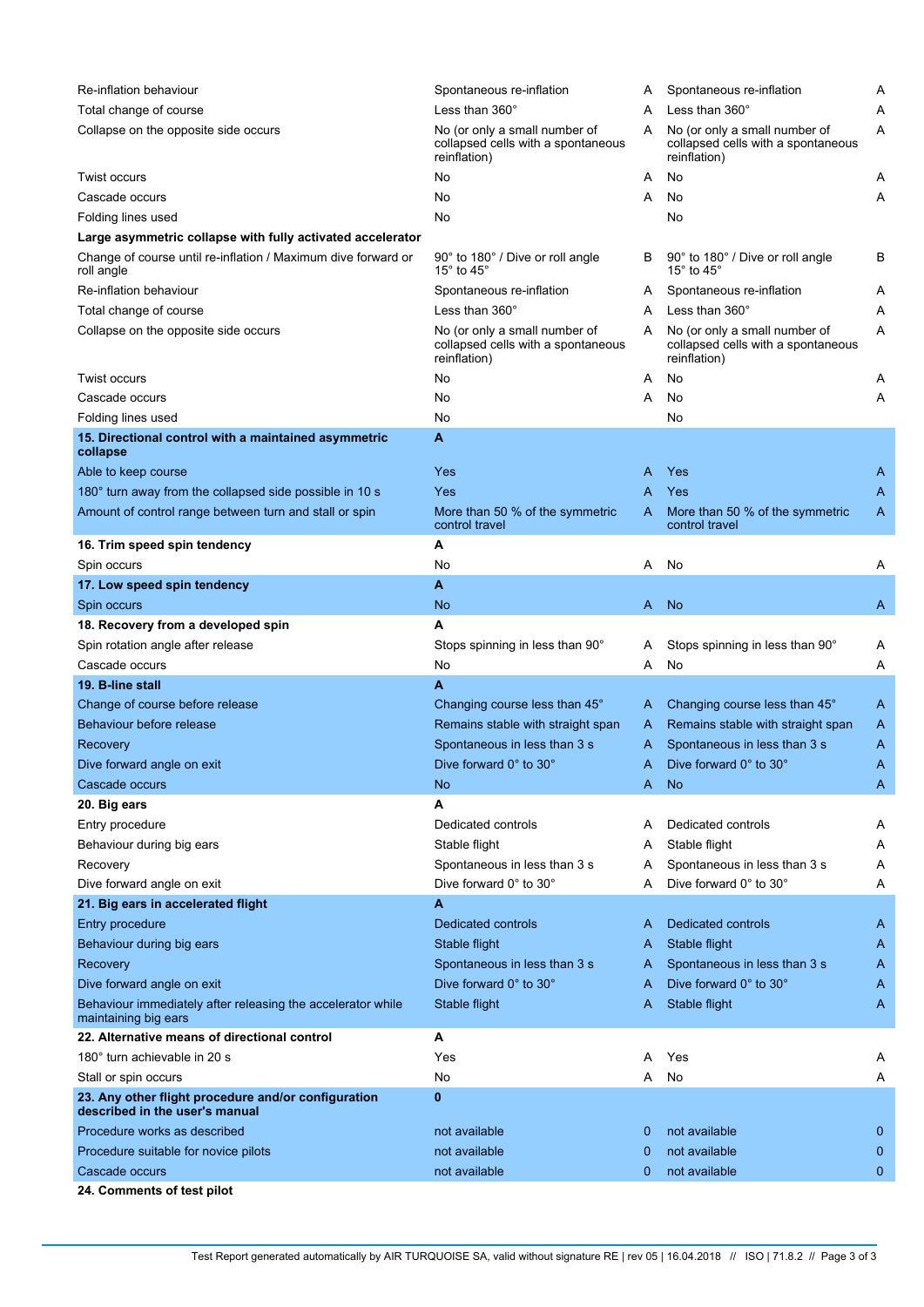| | | | | |
|---|---|---|---|---|
| Re-inflation behaviour | Spontaneous re-inflation | A | Spontaneous re-inflation | A |
| Total change of course | Less than 360° | A | Less than 360° | A |
| Collapse on the opposite side occurs | No (or only a small number of collapsed cells with a spontaneous reinflation) | A | No (or only a small number of collapsed cells with a spontaneous reinflation) | A |
| Twist occurs | No | A | No | A |
| Cascade occurs | No | A | No | A |
| Folding lines used | No | | No | |
| **Large asymmetric collapse with fully activated accelerator** | | | | |
| Change of course until re-inflation / Maximum dive forward or roll angle | 90° to 180° / Dive or roll angle 15° to 45° | B | 90° to 180° / Dive or roll angle 15° to 45° | B |
| Re-inflation behaviour | Spontaneous re-inflation | A | Spontaneous re-inflation | A |
| Total change of course | Less than 360° | A | Less than 360° | A |
| Collapse on the opposite side occurs | No (or only a small number of collapsed cells with a spontaneous reinflation) | A | No (or only a small number of collapsed cells with a spontaneous reinflation) | A |
| Twist occurs | No | A | No | A |
| Cascade occurs | No | A | No | A |
| Folding lines used | No | | No | |
| **15. Directional control with a maintained asymmetric collapse** | **A** | | | |
| Able to keep course | Yes | A | Yes | A |
| 180° turn away from the collapsed side possible in 10 s | Yes | A | Yes | A |
| Amount of control range between turn and stall or spin | More than 50 % of the symmetric control travel | A | More than 50 % of the symmetric control travel | A |
| **16. Trim speed spin tendency** | **A** | | | |
| Spin occurs | No | A | No | A |
| **17. Low speed spin tendency** | **A** | | | |
| Spin occurs | No | A | No | A |
| **18. Recovery from a developed spin** | **A** | | | |
| Spin rotation angle after release | Stops spinning in less than 90° | A | Stops spinning in less than 90° | A |
| Cascade occurs | No | A | No | A |
| **19. B-line stall** | **A** | | | |
| Change of course before release | Changing course less than 45° | A | Changing course less than 45° | A |
| Behaviour before release | Remains stable with straight span | A | Remains stable with straight span | A |
| Recovery | Spontaneous in less than 3 s | A | Spontaneous in less than 3 s | A |
| Dive forward angle on exit | Dive forward 0° to 30° | A | Dive forward 0° to 30° | A |
| Cascade occurs | No | A | No | A |
| **20. Big ears** | **A** | | | |
| Entry procedure | Dedicated controls | A | Dedicated controls | A |
| Behaviour during big ears | Stable flight | A | Stable flight | A |
| Recovery | Spontaneous in less than 3 s | A | Spontaneous in less than 3 s | A |
| Dive forward angle on exit | Dive forward 0° to 30° | A | Dive forward 0° to 30° | A |
| **21. Big ears in accelerated flight** | **A** | | | |
| Entry procedure | Dedicated controls | A | Dedicated controls | A |
| Behaviour during big ears | Stable flight | A | Stable flight | A |
| Recovery | Spontaneous in less than 3 s | A | Spontaneous in less than 3 s | A |
| Dive forward angle on exit | Dive forward 0° to 30° | A | Dive forward 0° to 30° | A |
| Behaviour immediately after releasing the accelerator while maintaining big ears | Stable flight | A | Stable flight | A |
| **22. Alternative means of directional control** | **A** | | | |
| 180° turn achievable in 20 s | Yes | A | Yes | A |
| Stall or spin occurs | No | A | No | A |
| **23. Any other flight procedure and/or configuration described in the user's manual** | **0** | | | |
| Procedure works as described | not available | 0 | not available | 0 |
| Procedure suitable for novice pilots | not available | 0 | not available | 0 |
| Cascade occurs | not available | 0 | not available | 0 |

**24. Comments of test pilot**

Test Report generated automatically by AIR TURQUOISE SA, valid without signature RE | rev 05 | 16.04.2018 // ISO | 71.8.2